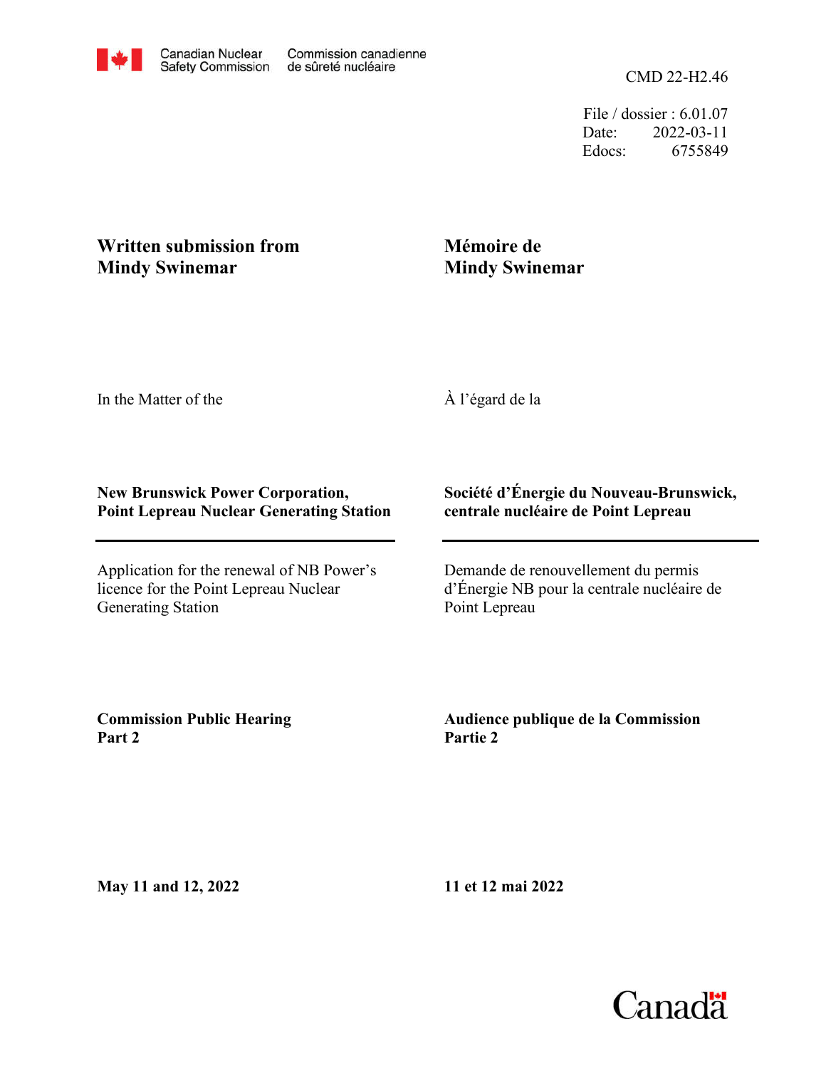Canadian Nuclear Safety Commission / Commission canadienne de sûreté nucléaire

CMD 22-H2.46

File / dossier : 6.01.07
Date: 2022-03-11
Edocs: 6755849

**Written submission from Mindy Swinemar**

**Mémoire de Mindy Swinemar**

In the Matter of the

À l'égard de la

**New Brunswick Power Corporation, Point Lepreau Nuclear Generating Station**

**Société d'Énergie du Nouveau-Brunswick, centrale nucléaire de Point Lepreau**

Application for the renewal of NB Power's licence for the Point Lepreau Nuclear Generating Station

Demande de renouvellement du permis d'Énergie NB pour la centrale nucléaire de Point Lepreau

**Commission Public Hearing Part 2**

**Audience publique de la Commission Partie 2**

**May 11 and 12, 2022**

**11 et 12 mai 2022**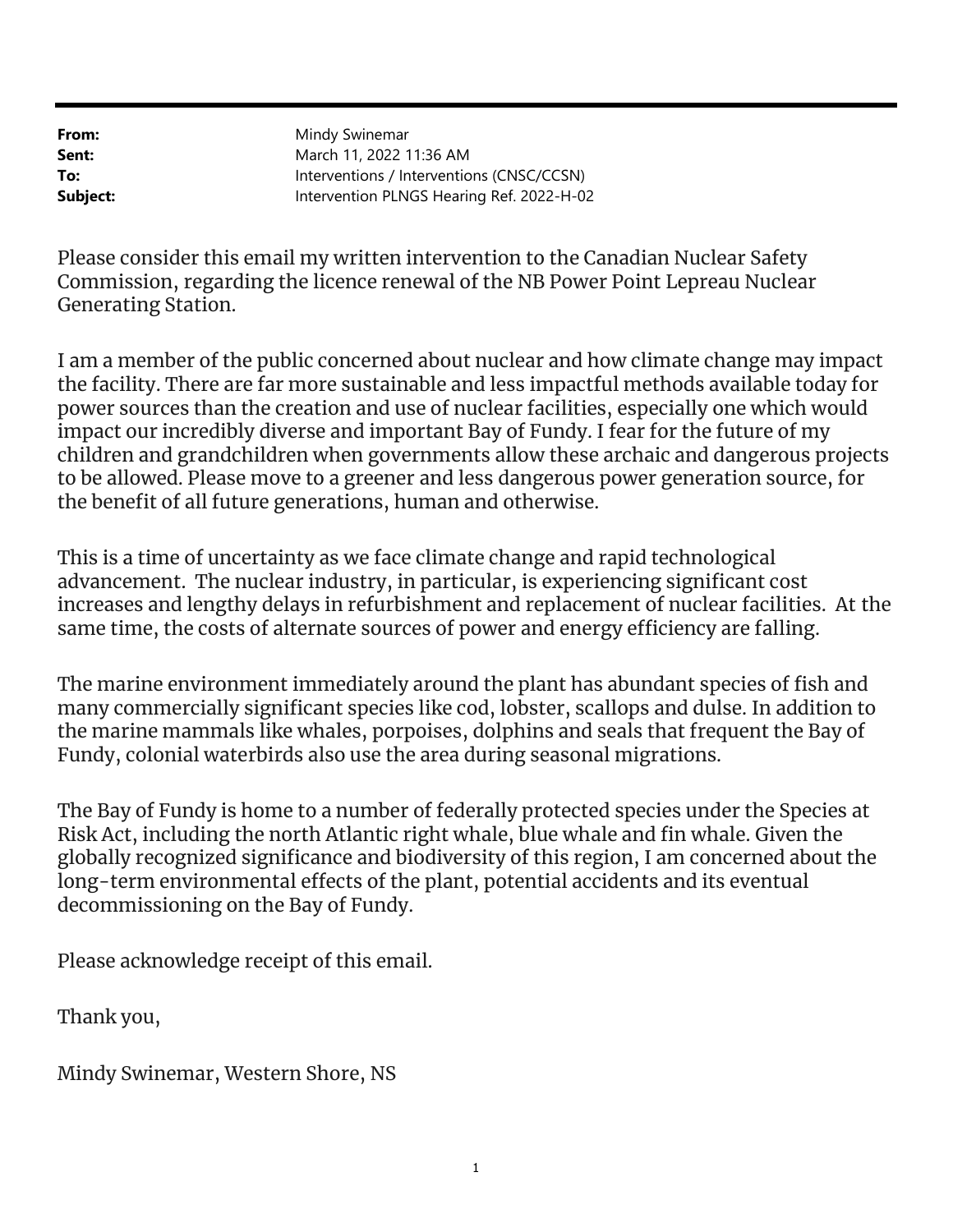| | |
|---|---|
| **From:** | Mindy Swinemar |
| **Sent:** | March 11, 2022 11:36 AM |
| **To:** | Interventions / Interventions (CNSC/CCSN) |
| **Subject:** | Intervention PLNGS Hearing Ref. 2022-H-02 |

Please consider this email my written intervention to the Canadian Nuclear Safety Commission, regarding the licence renewal of the NB Power Point Lepreau Nuclear Generating Station.

I am a member of the public concerned about nuclear and how climate change may impact the facility. There are far more sustainable and less impactful methods available today for power sources than the creation and use of nuclear facilities, especially one which would impact our incredibly diverse and important Bay of Fundy. I fear for the future of my children and grandchildren when governments allow these archaic and dangerous projects to be allowed. Please move to a greener and less dangerous power generation source, for the benefit of all future generations, human and otherwise.

This is a time of uncertainty as we face climate change and rapid technological advancement. The nuclear industry, in particular, is experiencing significant cost increases and lengthy delays in refurbishment and replacement of nuclear facilities. At the same time, the costs of alternate sources of power and energy efficiency are falling.

The marine environment immediately around the plant has abundant species of fish and many commercially significant species like cod, lobster, scallops and dulse. In addition to the marine mammals like whales, porpoises, dolphins and seals that frequent the Bay of Fundy, colonial waterbirds also use the area during seasonal migrations.

The Bay of Fundy is home to a number of federally protected species under the Species at Risk Act, including the north Atlantic right whale, blue whale and fin whale. Given the globally recognized significance and biodiversity of this region, I am concerned about the long-term environmental effects of the plant, potential accidents and its eventual decommissioning on the Bay of Fundy.

Please acknowledge receipt of this email.

Thank you,

Mindy Swinemar, Western Shore, NS